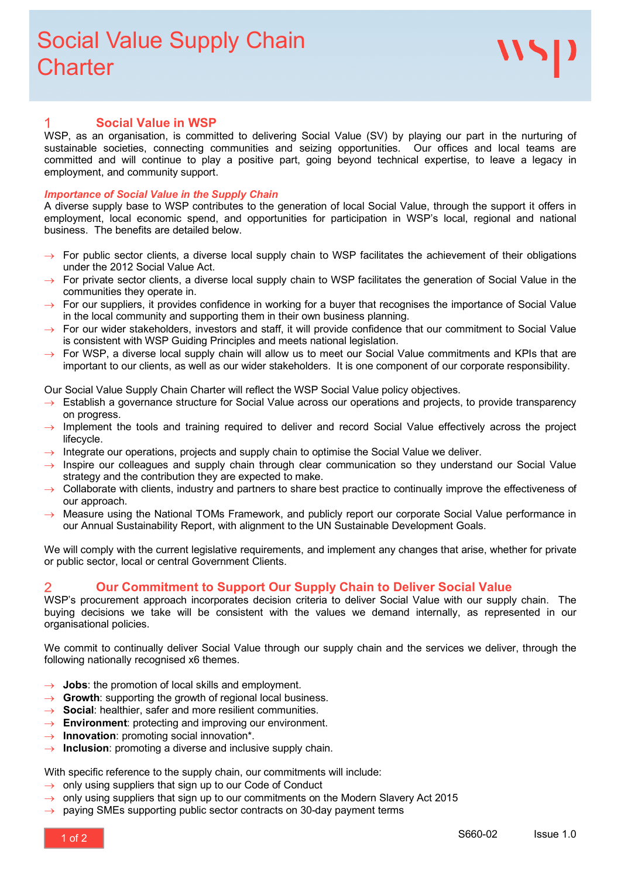# Social Value Supply Chain Charter

## 1 Social Value in WSP

WSP, as an organisation, is committed to delivering Social Value (SV) by playing our part in the nurturing of sustainable societies, connecting communities and seizing opportunities. Our offices and local teams are committed and will continue to play a positive part, going beyond technical expertise, to leave a legacy in employment, and community support.

### *Importance of Social Value in the Supply Chain*

A diverse supply base to WSP contributes to the generation of local Social Value, through the support it offers in employment, local economic spend, and opportunities for participation in WSP's local, regional and national business. The benefits are detailed below.

- For public sector clients, a diverse local supply chain to WSP facilitates the achievement of their obligations under the 2012 Social Value Act.
- For private sector clients, a diverse local supply chain to WSP facilitates the generation of Social Value in the communities they operate in.
- For our suppliers, it provides confidence in working for a buyer that recognises the importance of Social Value in the local community and supporting them in their own business planning.
- For our wider stakeholders, investors and staff, it will provide confidence that our commitment to Social Value is consistent with WSP Guiding Principles and meets national legislation.
- For WSP, a diverse local supply chain will allow us to meet our Social Value commitments and KPIs that are important to our clients, as well as our wider stakeholders. It is one component of our corporate responsibility.

Our Social Value Supply Chain Charter will reflect the WSP Social Value policy objectives.

- Establish a governance structure for Social Value across our operations and projects, to provide transparency on progress.
- Implement the tools and training required to deliver and record Social Value effectively across the project lifecycle.
- Integrate our operations, projects and supply chain to optimise the Social Value we deliver.
- Inspire our colleagues and supply chain through clear communication so they understand our Social Value strategy and the contribution they are expected to make.
- Collaborate with clients, industry and partners to share best practice to continually improve the effectiveness of our approach.
- Measure using the National TOMs Framework, and publicly report our corporate Social Value performance in our Annual Sustainability Report, with alignment to the UN Sustainable Development Goals.

We will comply with the current legislative requirements, and implement any changes that arise, whether for private or public sector, local or central Government Clients.

## 2 Our Commitment to Support Our Supply Chain to Deliver Social Value

WSP's procurement approach incorporates decision criteria to deliver Social Value with our supply chain. The buying decisions we take will be consistent with the values we demand internally, as represented in our organisational policies.

We commit to continually deliver Social Value through our supply chain and the services we deliver, through the following nationally recognised x6 themes.

- **Jobs**: the promotion of local skills and employment.
- **Growth**: supporting the growth of regional local business.
- **Social**: healthier, safer and more resilient communities.
- **Environment**: protecting and improving our environment.
- **Innovation**: promoting social innovation*.
- **Inclusion**: promoting a diverse and inclusive supply chain.

With specific reference to the supply chain, our commitments will include:

- only using suppliers that sign up to our Code of Conduct
- only using suppliers that sign up to our commitments on the Modern Slavery Act 2015
- paying SMEs supporting public sector contracts on 30-day payment terms

S660-02 Issue 1.0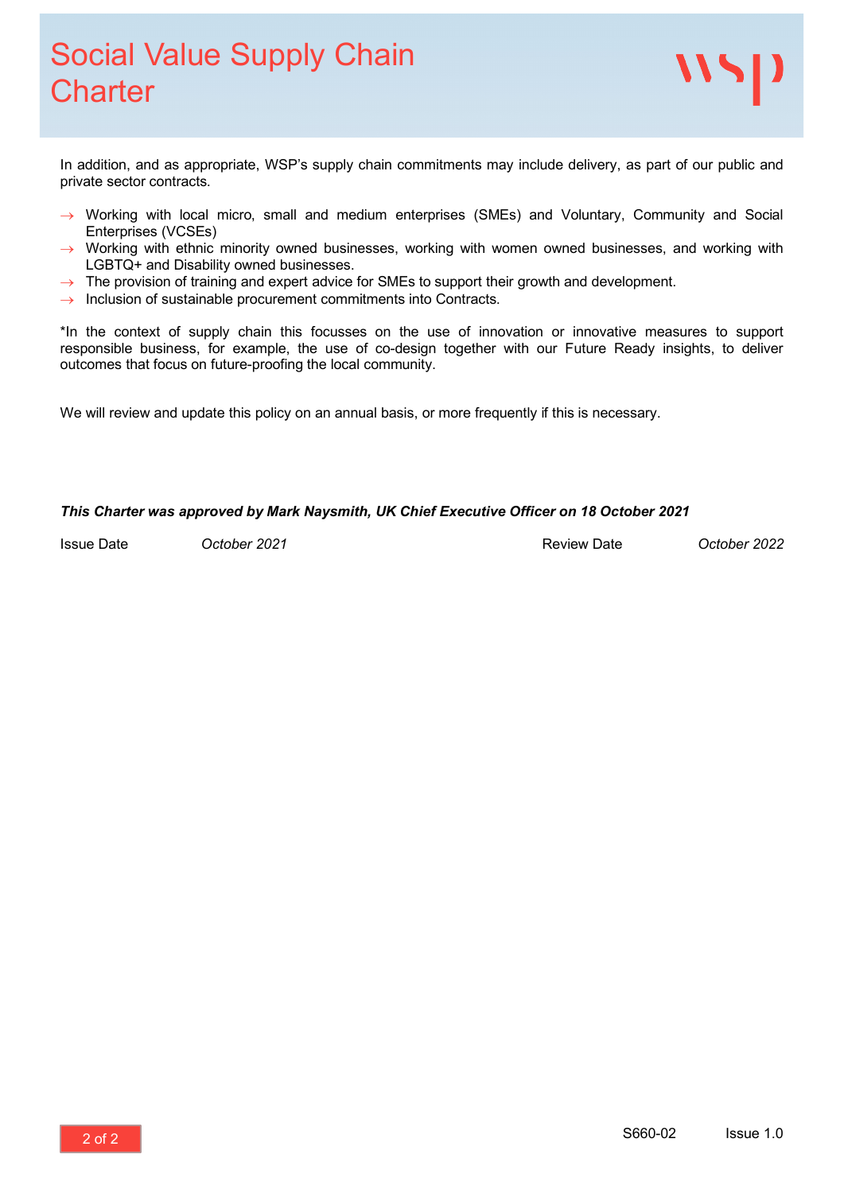# Social Value Supply Chain Charter

In addition, and as appropriate, WSP's supply chain commitments may include delivery, as part of our public and private sector contracts.

- Working with local micro, small and medium enterprises (SMEs) and Voluntary, Community and Social Enterprises (VCSEs)
- Working with ethnic minority owned businesses, working with women owned businesses, and working with LGBTQ+ and Disability owned businesses.
- The provision of training and expert advice for SMEs to support their growth and development.
- Inclusion of sustainable procurement commitments into Contracts.

*In the context of supply chain this focusses on the use of innovation or innovative measures to support responsible business, for example, the use of co-design together with our Future Ready insights, to deliver outcomes that focus on future-proofing the local community.

We will review and update this policy on an annual basis, or more frequently if this is necessary.

***This Charter was approved by Mark Naysmith, UK Chief Executive Officer on 18 October 2021***

Issue Date *October 2021* Review Date *October 2022*

S660-02 Issue 1.0